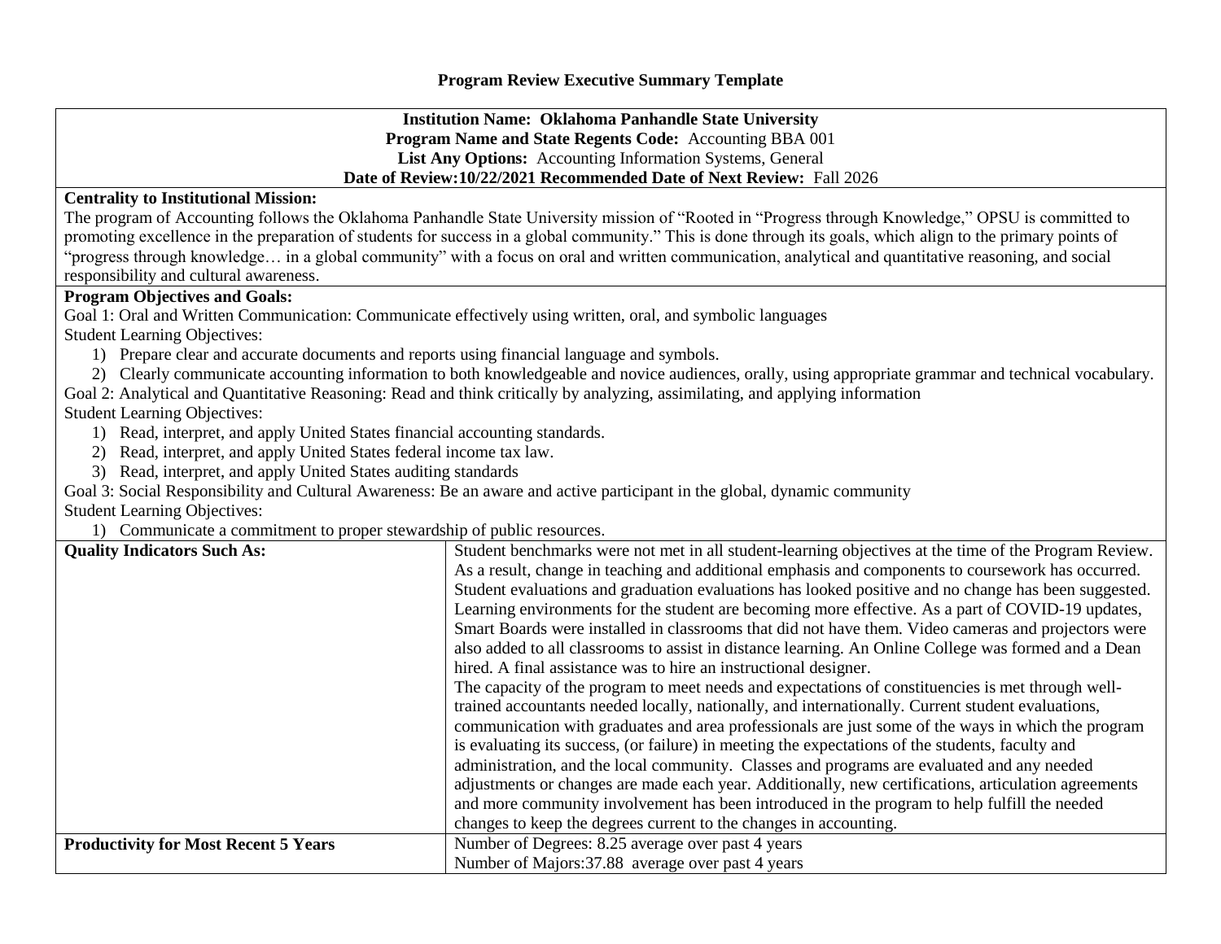# Program Review Executive Summary Template

**Institution Name: Oklahoma Panhandle State University**
**Program Name and State Regents Code:** Accounting BBA 001
**List Any Options:** Accounting Information Systems, General
**Date of Review:10/22/2021 Recommended Date of Next Review:** Fall 2026

**Centrality to Institutional Mission:**
The program of Accounting follows the Oklahoma Panhandle State University mission of "Rooted in "Progress through Knowledge," OPSU is committed to promoting excellence in the preparation of students for success in a global community." This is done through its goals, which align to the primary points of "progress through knowledge… in a global community" with a focus on oral and written communication, analytical and quantitative reasoning, and social responsibility and cultural awareness.

**Program Objectives and Goals:**
Goal 1: Oral and Written Communication: Communicate effectively using written, oral, and symbolic languages
Student Learning Objectives:

1) Prepare clear and accurate documents and reports using financial language and symbols.
2) Clearly communicate accounting information to both knowledgeable and novice audiences, orally, using appropriate grammar and technical vocabulary.

Goal 2: Analytical and Quantitative Reasoning: Read and think critically by analyzing, assimilating, and applying information
Student Learning Objectives:

1) Read, interpret, and apply United States financial accounting standards.
2) Read, interpret, and apply United States federal income tax law.
3) Read, interpret, and apply United States auditing standards

Goal 3: Social Responsibility and Cultural Awareness: Be an aware and active participant in the global, dynamic community
Student Learning Objectives:

1) Communicate a commitment to proper stewardship of public resources.

| | |
|---|---|
| **Quality Indicators Such As:** | Student benchmarks were not met in all student-learning objectives at the time of the Program Review. As a result, change in teaching and additional emphasis and components to coursework has occurred. Student evaluations and graduation evaluations has looked positive and no change has been suggested. Learning environments for the student are becoming more effective. As a part of COVID-19 updates, Smart Boards were installed in classrooms that did not have them. Video cameras and projectors were also added to all classrooms to assist in distance learning. An Online College was formed and a Dean hired. A final assistance was to hire an instructional designer.<br>The capacity of the program to meet needs and expectations of constituencies is met through well-trained accountants needed locally, nationally, and internationally. Current student evaluations, communication with graduates and area professionals are just some of the ways in which the program is evaluating its success, (or failure) in meeting the expectations of the students, faculty and administration, and the local community. Classes and programs are evaluated and any needed adjustments or changes are made each year. Additionally, new certifications, articulation agreements and more community involvement has been introduced in the program to help fulfill the needed changes to keep the degrees current to the changes in accounting. |
| **Productivity for Most Recent 5 Years** | Number of Degrees: 8.25 average over past 4 years<br>Number of Majors:37.88 average over past 4 years |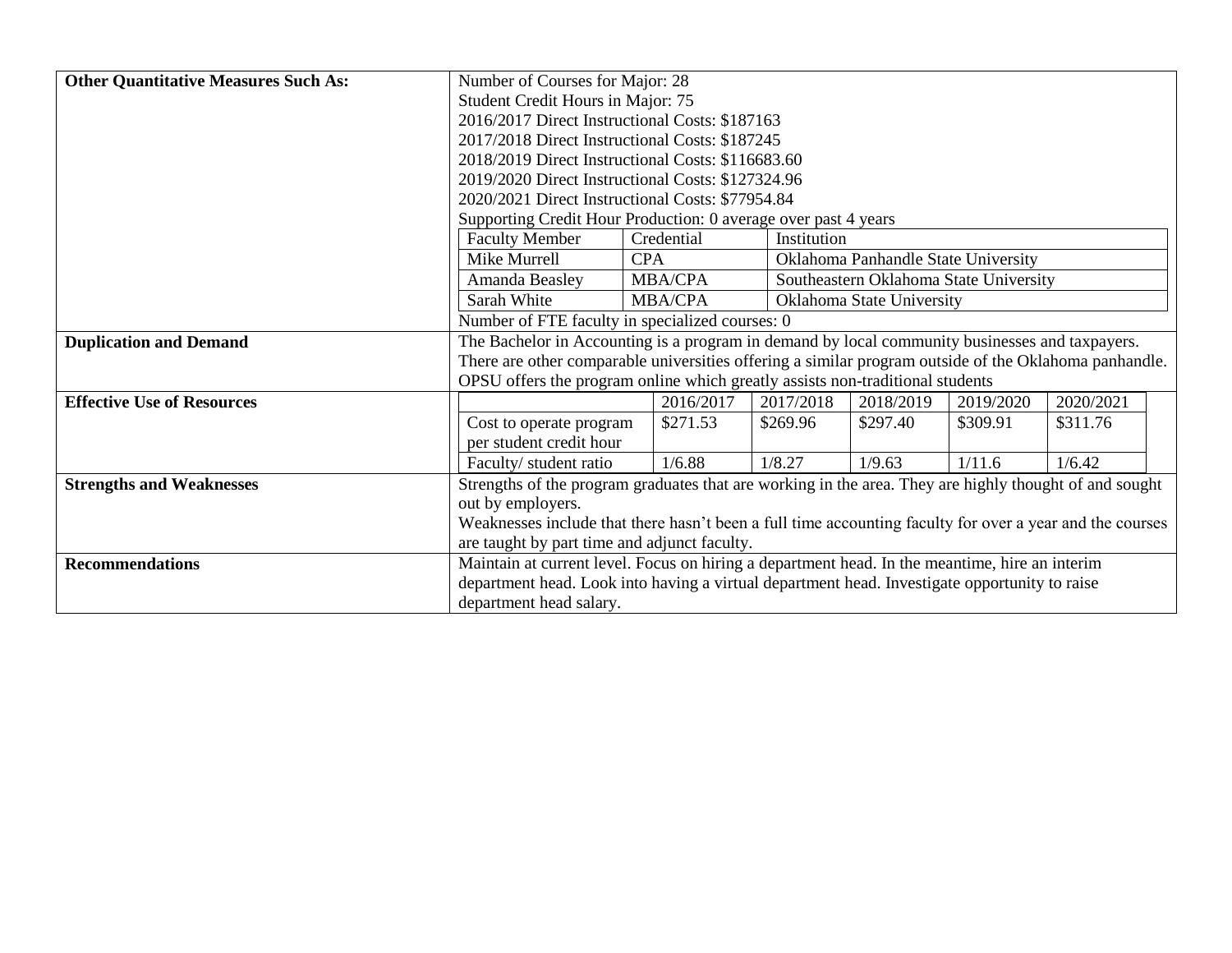| | |
|---|---|
| **Other Quantitative Measures Such As:** | Number of Courses for Major: 28<br>Student Credit Hours in Major: 75<br>2016/2017 Direct Instructional Costs: $187163<br>2017/2018 Direct Instructional Costs: $187245<br>2018/2019 Direct Instructional Costs: $116683.60<br>2019/2020 Direct Instructional Costs: $127324.96<br>2020/2021 Direct Instructional Costs: $77954.84<br>Supporting Credit Hour Production: 0 average over past 4 years |

| Faculty Member | Credential | Institution |
|---|---|---|
| Mike Murrell | CPA | Oklahoma Panhandle State University |
| Amanda Beasley | MBA/CPA | Southeastern Oklahoma State University |
| Sarah White | MBA/CPA | Oklahoma State University |

Number of FTE faculty in specialized courses: 0

| | |
|---|---|
| **Duplication and Demand** | The Bachelor in Accounting is a program in demand by local community businesses and taxpayers. There are other comparable universities offering a similar program outside of the Oklahoma panhandle. OPSU offers the program online which greatly assists non-traditional students |

**Effective Use of Resources**

| | 2016/2017 | 2017/2018 | 2018/2019 | 2019/2020 | 2020/2021 |
|---|---|---|---|---|---|
| Cost to operate program per student credit hour | $271.53 | $269.96 | $297.40 | $309.91 | $311.76 |
| Faculty/ student ratio | 1/6.88 | 1/8.27 | 1/9.63 | 1/11.6 | 1/6.42 |

| | |
|---|---|
| **Strengths and Weaknesses** | Strengths of the program graduates that are working in the area. They are highly thought of and sought out by employers.<br>Weaknesses include that there hasn't been a full time accounting faculty for over a year and the courses are taught by part time and adjunct faculty. |
| **Recommendations** | Maintain at current level. Focus on hiring a department head. In the meantime, hire an interim department head. Look into having a virtual department head. Investigate opportunity to raise department head salary. |